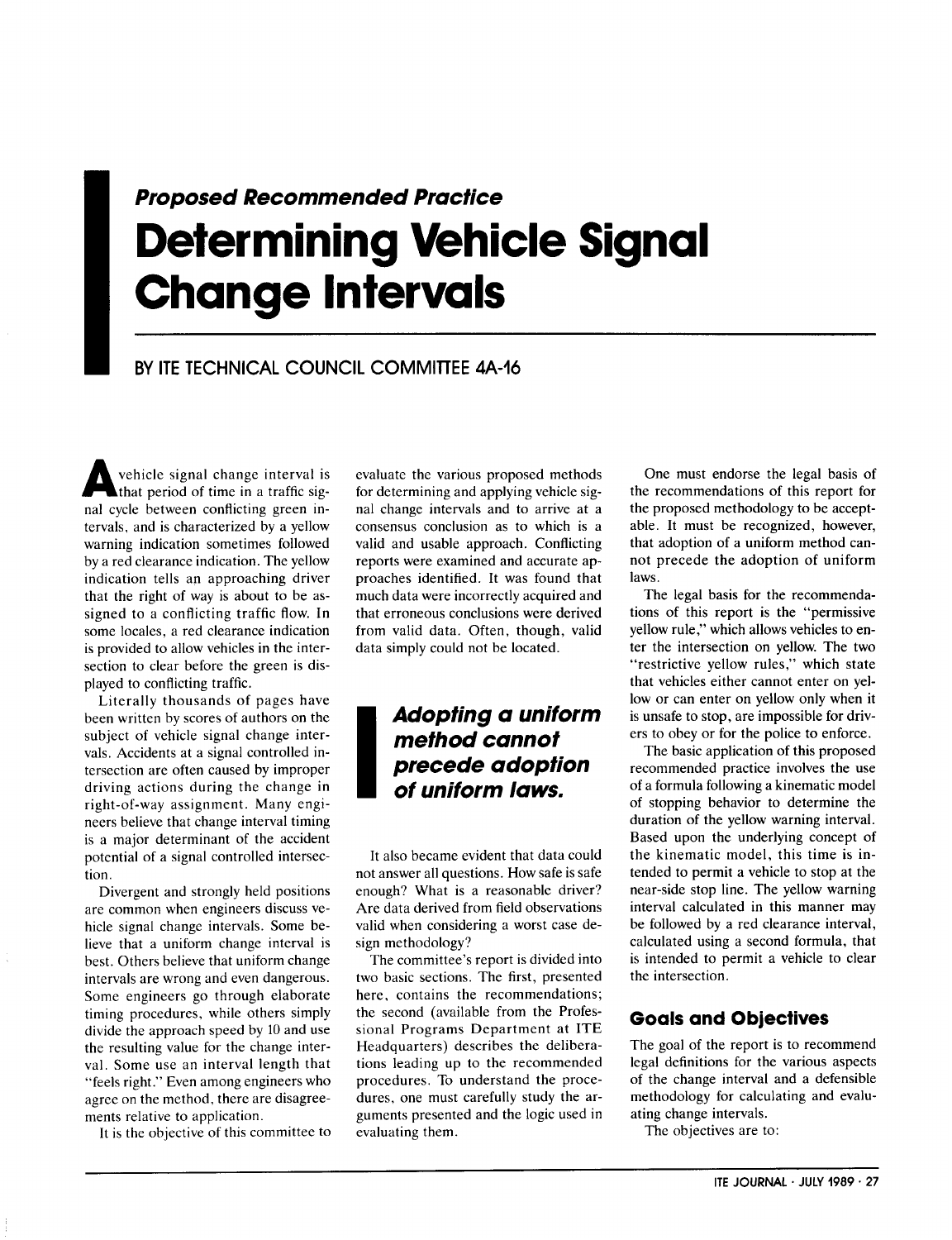*Proposed Recommended Practice*

# Determining Vehicle Signal Change Intervals

BY ITE TECHNICAL COUNCIL COMMITTEE 4A-16

A vehicle signal change interval is that period of time in a traffic signal cycle between conflicting green intervals, and is characterized by a yellow warning indication sometimes followed by a red clearance indication. The yellow indication tells an approaching driver that the right of way is about to be assigned to a conflicting traffic flow. In some locales, a red clearance indication is provided to allow vehicles in the intersection to clear before the green is displayed to conflicting traffic.

Literally thousands of pages have been written by scores of authors on the subject of vehicle signal change intervals. Accidents at a signal controlled intersection are often caused by improper driving actions during the change in right-of-way assignment. Many engineers believe that change interval timing is a major determinant of the accident potential of a signal controlled intersection.

Divergent and strongly held positions are common when engineers discuss vehicle signal change intervals. Some believe that a uniform change interval is best. Others believe that uniform change intervals are wrong and even dangerous. Some engineers go through elaborate timing procedures, while others simply divide the approach speed by 10 and use the resulting value for the change interval. Some use an interval length that "feels right." Even among engineers who agree on the method, there are disagreements relative to application.

It is the objective of this committee to evaluate the various proposed methods for determining and applying vehicle signal change intervals and to arrive at a consensus conclusion as to which is a valid and usable approach. Conflicting reports were examined and accurate approaches identified. It was found that much data were incorrectly acquired and that erroneous conclusions were derived from valid data. Often, though, valid data simply could not be located.

> ***Adopting a uniform method cannot precede adoption of uniform laws.***

It also became evident that data could not answer all questions. How safe is safe enough? What is a reasonable driver? Are data derived from field observations valid when considering a worst case design methodology?

The committee's report is divided into two basic sections. The first, presented here, contains the recommendations; the second (available from the Professional Programs Department at ITE Headquarters) describes the deliberations leading up to the recommended procedures. To understand the procedures, one must carefully study the arguments presented and the logic used in evaluating them.

One must endorse the legal basis of the recommendations of this report for the proposed methodology to be acceptable. It must be recognized, however, that adoption of a uniform method cannot precede the adoption of uniform laws.

The legal basis for the recommendations of this report is the "permissive yellow rule," which allows vehicles to enter the intersection on yellow. The two "restrictive yellow rules," which state that vehicles either cannot enter on yellow or can enter on yellow only when it is unsafe to stop, are impossible for drivers to obey or for the police to enforce.

The basic application of this proposed recommended practice involves the use of a formula following a kinematic model of stopping behavior to determine the duration of the yellow warning interval. Based upon the underlying concept of the kinematic model, this time is intended to permit a vehicle to stop at the near-side stop line. The yellow warning interval calculated in this manner may be followed by a red clearance interval, calculated using a second formula, that is intended to permit a vehicle to clear the intersection.

## Goals and Objectives

The goal of the report is to recommend legal definitions for the various aspects of the change interval and a defensible methodology for calculating and evaluating change intervals.

The objectives are to: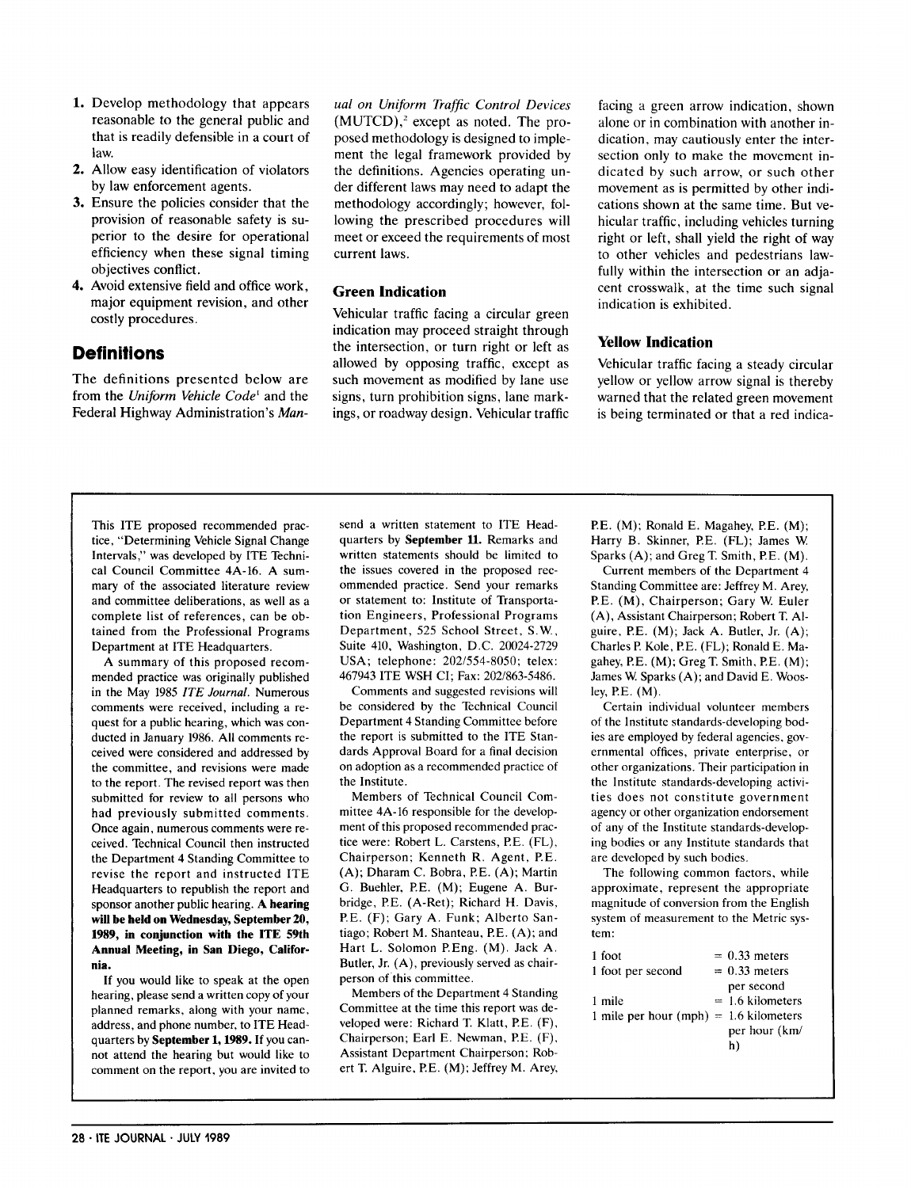1. Develop methodology that appears reasonable to the general public and that is readily defensible in a court of law.
2. Allow easy identification of violators by law enforcement agents.
3. Ensure the policies consider that the provision of reasonable safety is superior to the desire for operational efficiency when these signal timing objectives conflict.
4. Avoid extensive field and office work, major equipment revision, and other costly procedures.

## Definitions

The definitions presented below are from the *Uniform Vehicle Code*[1] and the Federal Highway Administration's *Manual on Uniform Traffic Control Devices* (MUTCD),[2] except as noted. The proposed methodology is designed to implement the legal framework provided by the definitions. Agencies operating under different laws may need to adapt the methodology accordingly; however, following the prescribed procedures will meet or exceed the requirements of most current laws.

### Green Indication

Vehicular traffic facing a circular green indication may proceed straight through the intersection, or turn right or left as allowed by opposing traffic, except as such movement as modified by lane use signs, turn prohibition signs, lane markings, or roadway design. Vehicular traffic facing a green arrow indication, shown alone or in combination with another indication, may cautiously enter the intersection only to make the movement indicated by such arrow, or such other movement as is permitted by other indications shown at the same time. But vehicular traffic, including vehicles turning right or left, shall yield the right of way to other vehicles and pedestrians lawfully within the intersection or an adjacent crosswalk, at the time such signal indication is exhibited.

### Yellow Indication

Vehicular traffic facing a steady circular yellow or yellow arrow signal is thereby warned that the related green movement is being terminated or that a red indica-

---

This ITE proposed recommended practice, "Determining Vehicle Signal Change Intervals," was developed by ITE Technical Council Committee 4A-16. A summary of the associated literature review and committee deliberations, as well as a complete list of references, can be obtained from the Professional Programs Department at ITE Headquarters.

A summary of this proposed recommended practice was originally published in the May 1985 *ITE Journal*. Numerous comments were received, including a request for a public hearing, which was conducted in January 1986. All comments received were considered and addressed by the committee, and revisions were made to the report. The revised report was then submitted for review to all persons who had previously submitted comments. Once again, numerous comments were received. Technical Council then instructed the Department 4 Standing Committee to revise the report and instructed ITE Headquarters to republish the report and sponsor another public hearing. **A hearing will be held on Wednesday, September 20, 1989, in conjunction with the ITE 59th Annual Meeting, in San Diego, California.**

If you would like to speak at the open hearing, please send a written copy of your planned remarks, along with your name, address, and phone number, to ITE Headquarters by **September 1, 1989.** If you cannot attend the hearing but would like to comment on the report, you are invited to send a written statement to ITE Headquarters by **September 11.** Remarks and written statements should be limited to the issues covered in the proposed recommended practice. Send your remarks or statement to: Institute of Transportation Engineers, Professional Programs Department, 525 School Street, S.W., Suite 410, Washington, D.C. 20024-2729 USA; telephone: 202/554-8050; telex: 467943 ITE WSH CI; Fax: 202/863-5486.

Comments and suggested revisions will be considered by the Technical Council Department 4 Standing Committee before the report is submitted to the ITE Standards Approval Board for a final decision on adoption as a recommended practice of the Institute.

Members of Technical Council Committee 4A-16 responsible for the development of this proposed recommended practice were: Robert L. Carstens, P.E. (FL), Chairperson; Kenneth R. Agent, P.E. (A); Dharam C. Bobra, P.E. (A); Martin G. Buehler, P.E. (M); Eugene A. Burbridge, P.E. (A-Ret); Richard H. Davis, P.E. (F); Gary A. Funk; Alberto Santiago; Robert M. Shanteau, P.E. (A); and Hart L. Solomon P.Eng. (M). Jack A. Butler, Jr. (A), previously served as chairperson of this committee.

Members of the Department 4 Standing Committee at the time this report was developed were: Richard T. Klatt, P.E. (F), Chairperson; Earl E. Newman, P.E. (F), Assistant Department Chairperson; Robert T. Alguire, P.E. (M); Jeffrey M. Arey, P.E. (M); Ronald E. Magahey, P.E. (M); Harry B. Skinner, P.E. (FL); James W. Sparks (A); and Greg T. Smith, P.E. (M).

Current members of the Department 4 Standing Committee are: Jeffrey M. Arey, P.E. (M), Chairperson; Gary W. Euler (A), Assistant Chairperson; Robert T. Alguire, P.E. (M); Jack A. Butler, Jr. (A); Charles P. Kole, P.E. (FL); Ronald E. Magahey, P.E. (M); Greg T. Smith, P.E. (M); James W. Sparks (A); and David E. Woosley, P.E. (M).

Certain individual volunteer members of the Institute standards-developing bodies are employed by federal agencies, governmental offices, private enterprise, or other organizations. Their participation in the Institute standards-developing activities does not constitute government agency or other organization endorsement of any of the Institute standards-developing bodies or any Institute standards that are developed by such bodies.

The following common factors, while approximate, represent the appropriate magnitude of conversion from the English system of measurement to the Metric system:

| | |
|---|---|
| 1 foot | = 0.33 meters |
| 1 foot per second | = 0.33 meters per second |
| 1 mile | = 1.6 kilometers |
| 1 mile per hour (mph) | = 1.6 kilometers per hour (km/h) |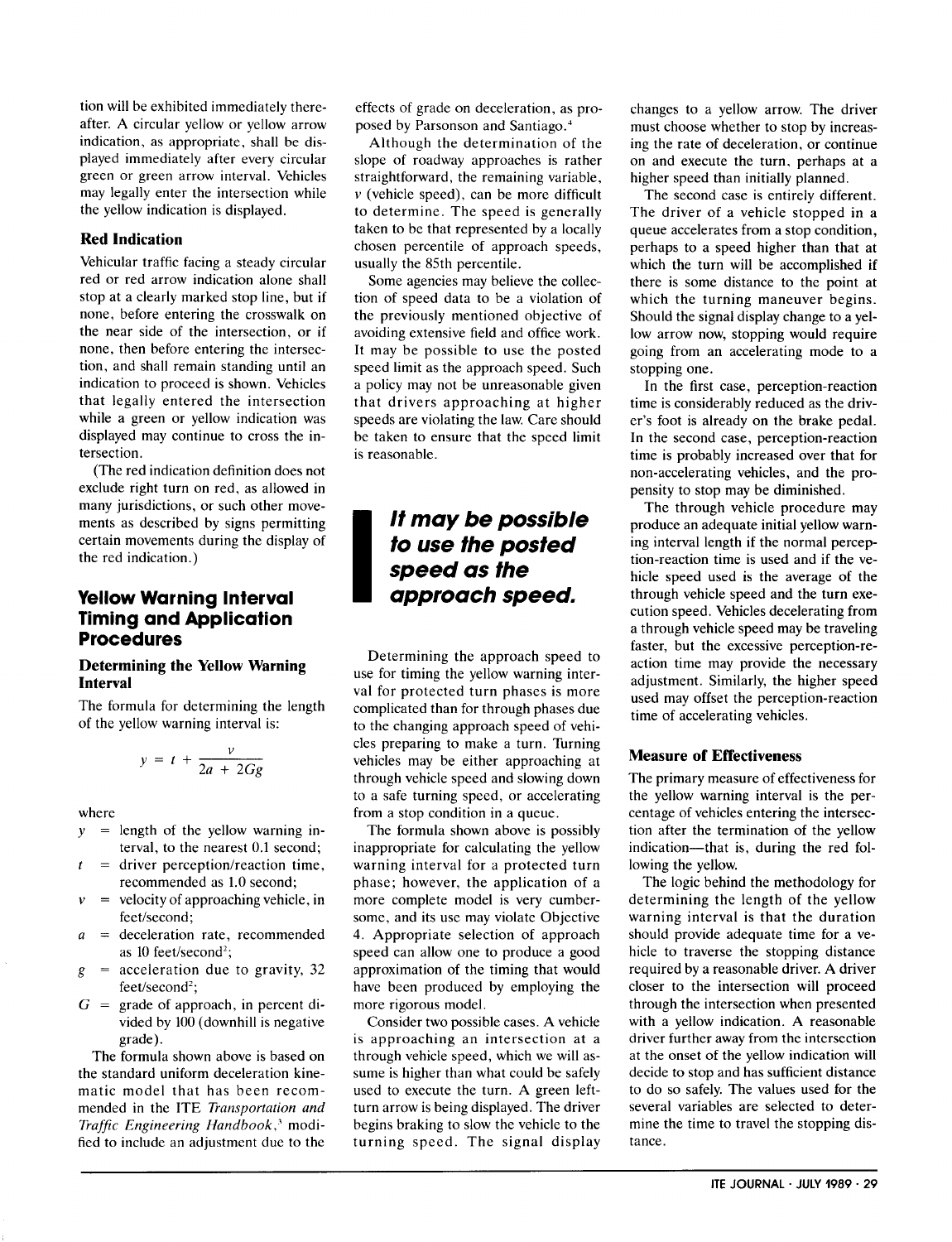tion will be exhibited immediately thereafter. A circular yellow or yellow arrow indication, as appropriate, shall be displayed immediately after every circular green or green arrow interval. Vehicles may legally enter the intersection while the yellow indication is displayed.

### Red Indication

Vehicular traffic facing a steady circular red or red arrow indication alone shall stop at a clearly marked stop line, but if none, before entering the crosswalk on the near side of the intersection, or if none, then before entering the intersection, and shall remain standing until an indication to proceed is shown. Vehicles that legally entered the intersection while a green or yellow indication was displayed may continue to cross the intersection.

(The red indication definition does not exclude right turn on red, as allowed in many jurisdictions, or such other movements as described by signs permitting certain movements during the display of the red indication.)

## Yellow Warning Interval Timing and Application Procedures

### Determining the Yellow Warning Interval

The formula for determining the length of the yellow warning interval is:

$$y = t + \frac{v}{2a + 2Gg}$$

where

- $y$ = length of the yellow warning interval, to the nearest 0.1 second;
- $t$ = driver perception/reaction time, recommended as 1.0 second;
- $v$ = velocity of approaching vehicle, in feet/second;
- $a$ = deceleration rate, recommended as 10 feet/second$^2$;
- $g$ = acceleration due to gravity, 32 feet/second$^2$;
- $G$ = grade of approach, in percent divided by 100 (downhill is negative grade).

The formula shown above is based on the standard uniform deceleration kinematic model that has been recommended in the ITE *Transportation and Traffic Engineering Handbook*,[3] modified to include an adjustment due to the effects of grade on deceleration, as proposed by Parsonson and Santiago.[4]

Although the determination of the slope of roadway approaches is rather straightforward, the remaining variable, $v$ (vehicle speed), can be more difficult to determine. The speed is generally taken to be that represented by a locally chosen percentile of approach speeds, usually the 85th percentile.

Some agencies may believe the collection of speed data to be a violation of the previously mentioned objective of avoiding extensive field and office work. It may be possible to use the posted speed limit as the approach speed. Such a policy may not be unreasonable given that drivers approaching at higher speeds are violating the law. Care should be taken to ensure that the speed limit is reasonable.

> ***It may be possible to use the posted speed as the approach speed.***

Determining the approach speed to use for timing the yellow warning interval for protected turn phases is more complicated than for through phases due to the changing approach speed of vehicles preparing to make a turn. Turning vehicles may be either approaching at through vehicle speed and slowing down to a safe turning speed, or accelerating from a stop condition in a queue.

The formula shown above is possibly inappropriate for calculating the yellow warning interval for a protected turn phase; however, the application of a more complete model is very cumbersome, and its use may violate Objective 4. Appropriate selection of approach speed can allow one to produce a good approximation of the timing that would have been produced by employing the more rigorous model.

Consider two possible cases. A vehicle is approaching an intersection at a through vehicle speed, which we will assume is higher than what could be safely used to execute the turn. A green left-turn arrow is being displayed. The driver begins braking to slow the vehicle to the turning speed. The signal display changes to a yellow arrow. The driver must choose whether to stop by increasing the rate of deceleration, or continue on and execute the turn, perhaps at a higher speed than initially planned.

The second case is entirely different. The driver of a vehicle stopped in a queue accelerates from a stop condition, perhaps to a speed higher than that at which the turn will be accomplished if there is some distance to the point at which the turning maneuver begins. Should the signal display change to a yellow arrow now, stopping would require going from an accelerating mode to a stopping one.

In the first case, perception-reaction time is considerably reduced as the driver's foot is already on the brake pedal. In the second case, perception-reaction time is probably increased over that for non-accelerating vehicles, and the propensity to stop may be diminished.

The through vehicle procedure may produce an adequate initial yellow warning interval length if the normal perception-reaction time is used and if the vehicle speed used is the average of the through vehicle speed and the turn execution speed. Vehicles decelerating from a through vehicle speed may be traveling faster, but the excessive perception-reaction time may provide the necessary adjustment. Similarly, the higher speed used may offset the perception-reaction time of accelerating vehicles.

### Measure of Effectiveness

The primary measure of effectiveness for the yellow warning interval is the percentage of vehicles entering the intersection after the termination of the yellow indication—that is, during the red following the yellow.

The logic behind the methodology for determining the length of the yellow warning interval is that the duration should provide adequate time for a vehicle to traverse the stopping distance required by a reasonable driver. A driver closer to the intersection will proceed through the intersection when presented with a yellow indication. A reasonable driver further away from the intersection at the onset of the yellow indication will decide to stop and has sufficient distance to do so safely. The values used for the several variables are selected to determine the time to travel the stopping distance.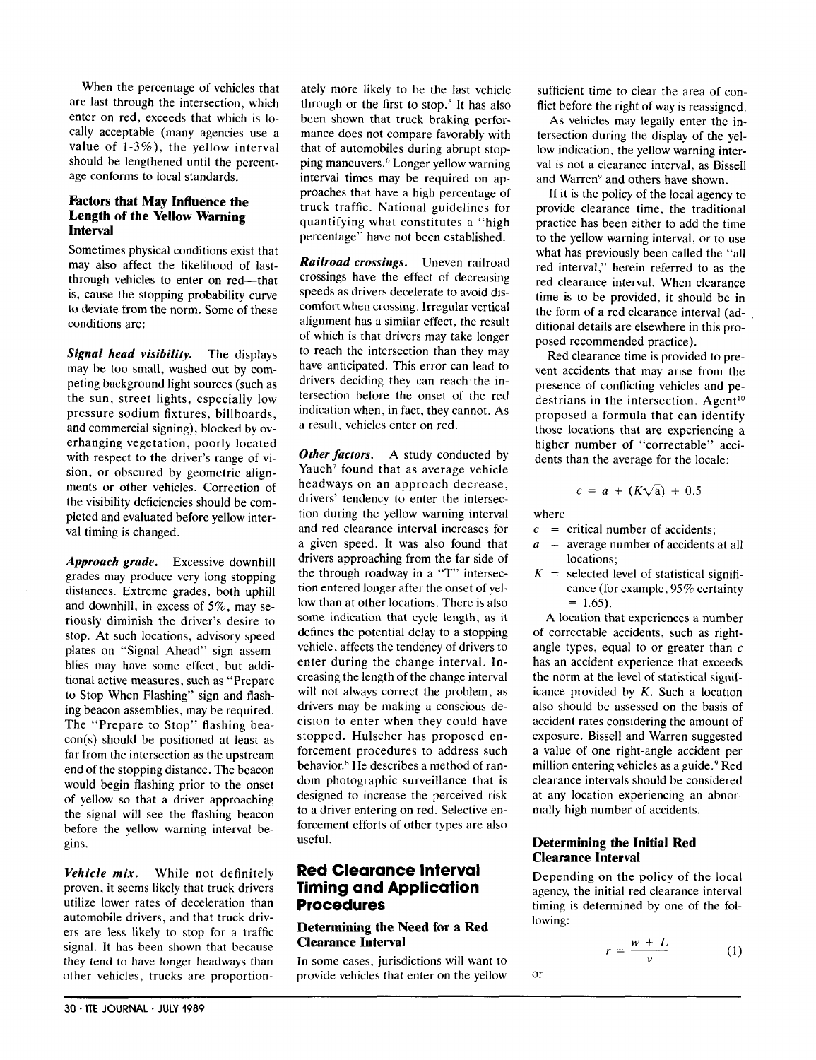When the percentage of vehicles that are last through the intersection, which enter on red, exceeds that which is locally acceptable (many agencies use a value of 1-3%), the yellow interval should be lengthened until the percentage conforms to local standards.

### Factors that May Influence the Length of the Yellow Warning Interval

Sometimes physical conditions exist that may also affect the likelihood of last-through vehicles to enter on red—that is, cause the stopping probability curve to deviate from the norm. Some of these conditions are:

***Signal head visibility.*** The displays may be too small, washed out by competing background light sources (such as the sun, street lights, especially low pressure sodium fixtures, billboards, and commercial signing), blocked by overhanging vegetation, poorly located with respect to the driver's range of vision, or obscured by geometric alignments or other vehicles. Correction of the visibility deficiencies should be completed and evaluated before yellow interval timing is changed.

***Approach grade.*** Excessive downhill grades may produce very long stopping distances. Extreme grades, both uphill and downhill, in excess of 5%, may seriously diminish the driver's desire to stop. At such locations, advisory speed plates on "Signal Ahead" sign assemblies may have some effect, but additional active measures, such as "Prepare to Stop When Flashing" sign and flashing beacon assemblies, may be required. The "Prepare to Stop" flashing beacon(s) should be positioned at least as far from the intersection as the upstream end of the stopping distance. The beacon would begin flashing prior to the onset of yellow so that a driver approaching the signal will see the flashing beacon before the yellow warning interval begins.

***Vehicle mix.*** While not definitely proven, it seems likely that truck drivers utilize lower rates of deceleration than automobile drivers, and that truck drivers are less likely to stop for a traffic signal. It has been shown that because they tend to have longer headways than other vehicles, trucks are proportionately more likely to be the last vehicle through or the first to stop.[5] It has also been shown that truck braking performance does not compare favorably with that of automobiles during abrupt stopping maneuvers.[6] Longer yellow warning interval times may be required on approaches that have a high percentage of truck traffic. National guidelines for quantifying what constitutes a "high percentage" have not been established.

***Railroad crossings.*** Uneven railroad crossings have the effect of decreasing speeds as drivers decelerate to avoid discomfort when crossing. Irregular vertical alignment has a similar effect, the result of which is that drivers may take longer to reach the intersection than they may have anticipated. This error can lead to drivers deciding they can reach the intersection before the onset of the red indication when, in fact, they cannot. As a result, vehicles enter on red.

***Other factors.*** A study conducted by Yauch[7] found that as average vehicle headways on an approach decrease, drivers' tendency to enter the intersection during the yellow warning interval and red clearance interval increases for a given speed. It was also found that drivers approaching from the far side of the through roadway in a "T" intersection entered longer after the onset of yellow than at other locations. There is also some indication that cycle length, as it defines the potential delay to a stopping vehicle, affects the tendency of drivers to enter during the change interval. Increasing the length of the change interval will not always correct the problem, as drivers may be making a conscious decision to enter when they could have stopped. Hulscher has proposed enforcement procedures to address such behavior.[8] He describes a method of random photographic surveillance that is designed to increase the perceived risk to a driver entering on red. Selective enforcement efforts of other types are also useful.

## Red Clearance Interval Timing and Application Procedures

### Determining the Need for a Red Clearance Interval

In some cases, jurisdictions will want to provide vehicles that enter on the yellow sufficient time to clear the area of conflict before the right of way is reassigned.

As vehicles may legally enter the intersection during the display of the yellow indication, the yellow warning interval is not a clearance interval, as Bissell and Warren[9] and others have shown.

If it is the policy of the local agency to provide clearance time, the traditional practice has been either to add the time to the yellow warning interval, or to use what has previously been called the "all red interval," herein referred to as the red clearance interval. When clearance time is to be provided, it should be in the form of a red clearance interval (additional details are elsewhere in this proposed recommended practice).

Red clearance time is provided to prevent accidents that may arise from the presence of conflicting vehicles and pedestrians in the intersection. Agent[10] proposed a formula that can identify those locations that are experiencing a higher number of "correctable" accidents than the average for the locale:

$$c = a + (K\sqrt{a}) + 0.5$$

where

- $c$ = critical number of accidents;
- $a$ = average number of accidents at all locations;
- $K$ = selected level of statistical significance (for example, 95% certainty = 1.65).

A location that experiences a number of correctable accidents, such as right-angle types, equal to or greater than $c$ has an accident experience that exceeds the norm at the level of statistical significance provided by $K$. Such a location also should be assessed on the basis of accident rates considering the amount of exposure. Bissell and Warren suggested a value of one right-angle accident per million entering vehicles as a guide.[9] Red clearance intervals should be considered at any location experiencing an abnormally high number of accidents.

### Determining the Initial Red Clearance Interval

Depending on the policy of the local agency, the initial red clearance interval timing is determined by one of the following:

$$r = \frac{w + L}{v} \qquad (1)$$

or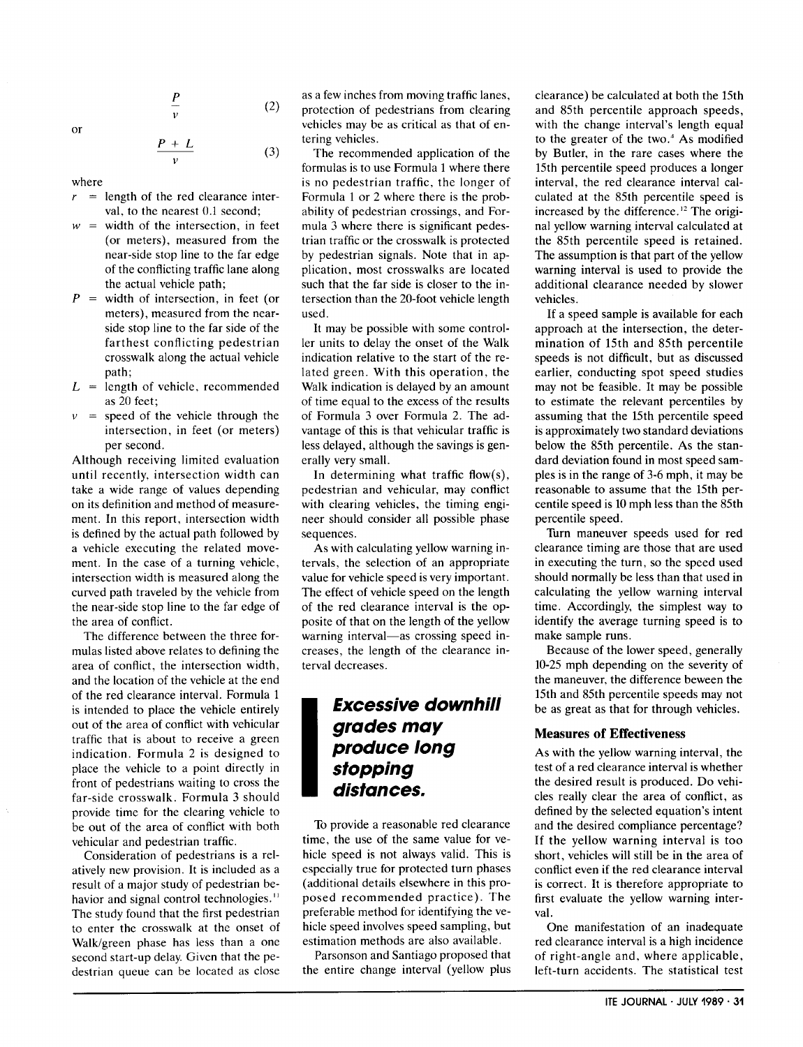or

$$\frac{P}{v} \qquad (2)$$

$$\frac{P + L}{v} \qquad (3)$$

where

- $r$ = length of the red clearance interval, to the nearest 0.1 second;
- $w$ = width of the intersection, in feet (or meters), measured from the near-side stop line to the far edge of the conflicting traffic lane along the actual vehicle path;
- $P$ = width of intersection, in feet (or meters), measured from the near-side stop line to the far side of the farthest conflicting pedestrian crosswalk along the actual vehicle path;
- $L$ = length of vehicle, recommended as 20 feet;
- $v$ = speed of the vehicle through the intersection, in feet (or meters) per second.

Although receiving limited evaluation until recently, intersection width can take a wide range of values depending on its definition and method of measurement. In this report, intersection width is defined by the actual path followed by a vehicle executing the related movement. In the case of a turning vehicle, intersection width is measured along the curved path traveled by the vehicle from the near-side stop line to the far edge of the area of conflict.

The difference between the three formulas listed above relates to defining the area of conflict, the intersection width, and the location of the vehicle at the end of the red clearance interval. Formula 1 is intended to place the vehicle entirely out of the area of conflict with vehicular traffic that is about to receive a green indication. Formula 2 is designed to place the vehicle to a point directly in front of pedestrians waiting to cross the far-side crosswalk. Formula 3 should provide time for the clearing vehicle to be out of the area of conflict with both vehicular and pedestrian traffic.

Consideration of pedestrians is a relatively new provision. It is included as a result of a major study of pedestrian behavior and signal control technologies.[11] The study found that the first pedestrian to enter the crosswalk at the onset of Walk/green phase has less than a one second start-up delay. Given that the pedestrian queue can be located as close as a few inches from moving traffic lanes, protection of pedestrians from clearing vehicles may be as critical as that of entering vehicles.

The recommended application of the formulas is to use Formula 1 where there is no pedestrian traffic, the longer of Formula 1 or 2 where there is the probability of pedestrian crossings, and Formula 3 where there is significant pedestrian traffic or the crosswalk is protected by pedestrian signals. Note that in application, most crosswalks are located such that the far side is closer to the intersection than the 20-foot vehicle length used.

It may be possible with some controller units to delay the onset of the Walk indication relative to the start of the related green. With this operation, the Walk indication is delayed by an amount of time equal to the excess of the results of Formula 3 over Formula 2. The advantage of this is that vehicular traffic is less delayed, although the savings is generally very small.

In determining what traffic flow(s), pedestrian and vehicular, may conflict with clearing vehicles, the timing engineer should consider all possible phase sequences.

As with calculating yellow warning intervals, the selection of an appropriate value for vehicle speed is very important. The effect of vehicle speed on the length of the red clearance interval is the opposite of that on the length of the yellow warning interval—as crossing speed increases, the length of the clearance interval decreases.

> ***Excessive downhill grades may produce long stopping distances.***

To provide a reasonable red clearance time, the use of the same value for vehicle speed is not always valid. This is especially true for protected turn phases (additional details elsewhere in this proposed recommended practice). The preferable method for identifying the vehicle speed involves speed sampling, but estimation methods are also available.

Parsonson and Santiago proposed that the entire change interval (yellow plus clearance) be calculated at both the 15th and 85th percentile approach speeds, with the change interval's length equal to the greater of the two.[4] As modified by Butler, in the rare cases where the 15th percentile speed produces a longer interval, the red clearance interval calculated at the 85th percentile speed is increased by the difference.[12] The original yellow warning interval calculated at the 85th percentile speed is retained. The assumption is that part of the yellow warning interval is used to provide the additional clearance needed by slower vehicles.

If a speed sample is available for each approach at the intersection, the determination of 15th and 85th percentile speeds is not difficult, but as discussed earlier, conducting spot speed studies may not be feasible. It may be possible to estimate the relevant percentiles by assuming that the 15th percentile speed is approximately two standard deviations below the 85th percentile. As the standard deviation found in most speed samples is in the range of 3-6 mph, it may be reasonable to assume that the 15th percentile speed is 10 mph less than the 85th percentile speed.

Turn maneuver speeds used for red clearance timing are those that are used in executing the turn, so the speed used should normally be less than that used in calculating the yellow warning interval time. Accordingly, the simplest way to identify the average turning speed is to make sample runs.

Because of the lower speed, generally 10-25 mph depending on the severity of the maneuver, the difference beween the 15th and 85th percentile speeds may not be as great as that for through vehicles.

## Measures of Effectiveness

As with the yellow warning interval, the test of a red clearance interval is whether the desired result is produced. Do vehicles really clear the area of conflict, as defined by the selected equation's intent and the desired compliance percentage? If the yellow warning interval is too short, vehicles will still be in the area of conflict even if the red clearance interval is correct. It is therefore appropriate to first evaluate the yellow warning interval.

One manifestation of an inadequate red clearance interval is a high incidence of right-angle and, where applicable, left-turn accidents. The statistical test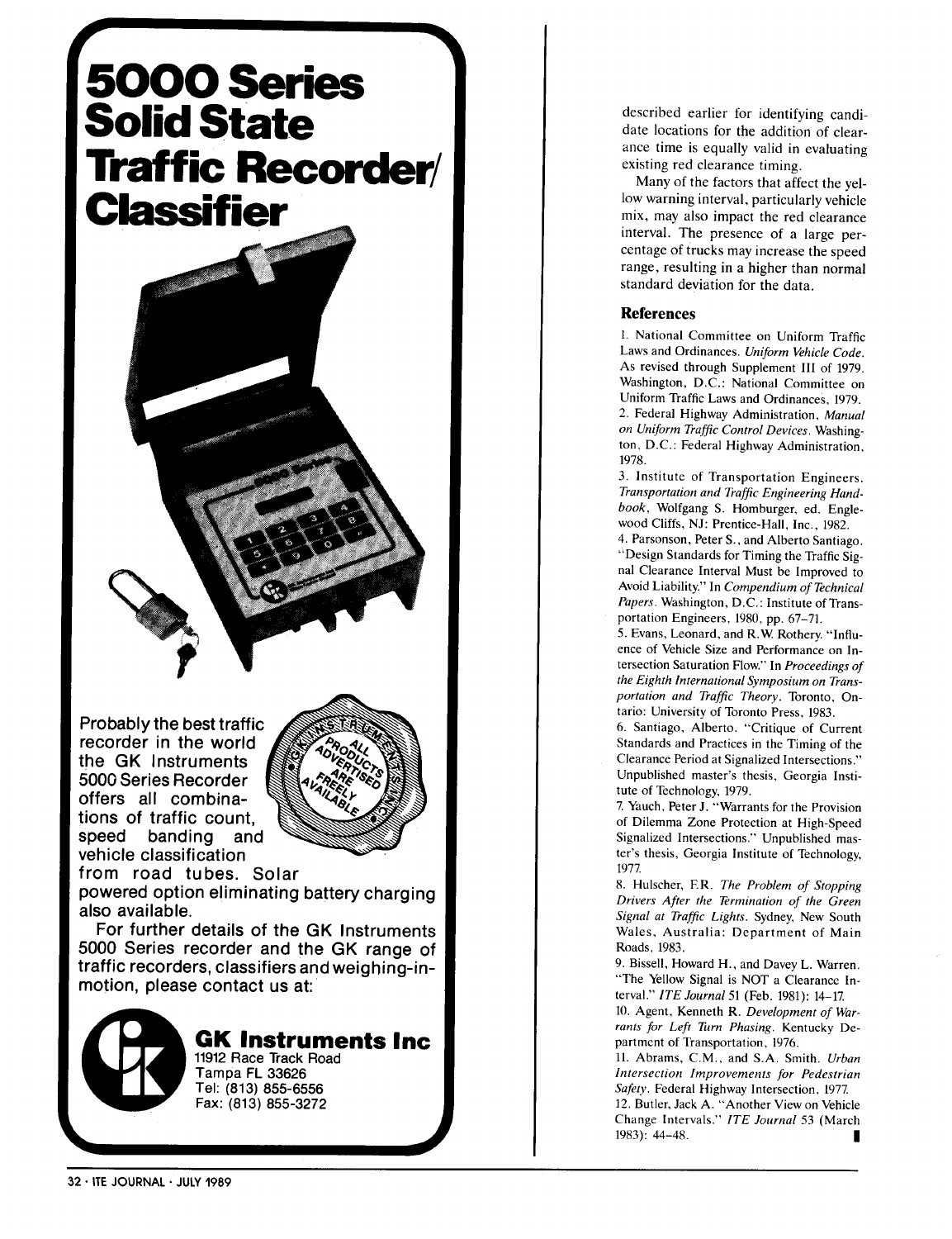# 5000 Series Solid State Traffic Recorder/ Classifier

Probably the best traffic recorder in the world the GK Instruments 5000 Series Recorder offers all combinations of traffic count, speed banding and vehicle classification from road tubes. Solar powered option eliminating battery charging also available.

For further details of the GK Instruments 5000 Series recorder and the GK range of traffic recorders, classifiers and weighing-in-motion, please contact us at:

**GK Instruments Inc**
11912 Race Track Road
Tampa FL 33626
Tel: (813) 855-6556
Fax: (813) 855-3272

---

described earlier for identifying candidate locations for the addition of clearance time is equally valid in evaluating existing red clearance timing.

Many of the factors that affect the yellow warning interval, particularly vehicle mix, may also impact the red clearance interval. The presence of a large percentage of trucks may increase the speed range, resulting in a higher than normal standard deviation for the data.

### References

1. National Committee on Uniform Traffic Laws and Ordinances. *Uniform Vehicle Code.* As revised through Supplement III of 1979. Washington, D.C.: National Committee on Uniform Traffic Laws and Ordinances, 1979.
2. Federal Highway Administration, *Manual on Uniform Traffic Control Devices.* Washington, D.C.: Federal Highway Administration, 1978.
3. Institute of Transportation Engineers. *Transportation and Traffic Engineering Handbook*, Wolfgang S. Homburger, ed. Englewood Cliffs, NJ: Prentice-Hall, Inc., 1982.
4. Parsonson, Peter S., and Alberto Santiago. "Design Standards for Timing the Traffic Signal Clearance Interval Must be Improved to Avoid Liability." In *Compendium of Technical Papers.* Washington, D.C.: Institute of Transportation Engineers, 1980, pp. 67–71.
5. Evans, Leonard, and R.W. Rothery. "Influence of Vehicle Size and Performance on Intersection Saturation Flow." In *Proceedings of the Eighth International Symposium on Transportation and Traffic Theory.* Toronto, Ontario: University of Toronto Press, 1983.
6. Santiago, Alberto. "Critique of Current Standards and Practices in the Timing of the Clearance Period at Signalized Intersections." Unpublished master's thesis, Georgia Institute of Technology, 1979.
7. Yauch, Peter J. "Warrants for the Provision of Dilemma Zone Protection at High-Speed Signalized Intersections." Unpublished master's thesis, Georgia Institute of Technology, 1977.
8. Hulscher, F.R. *The Problem of Stopping Drivers After the Termination of the Green Signal at Traffic Lights.* Sydney, New South Wales, Australia: Department of Main Roads, 1983.
9. Bissell, Howard H., and Davey L. Warren. "The Yellow Signal is NOT a Clearance Interval." *ITE Journal* 51 (Feb. 1981): 14–17.
10. Agent, Kenneth R. *Development of Warrants for Left Turn Phasing.* Kentucky Department of Transportation, 1976.
11. Abrams, C.M., and S.A. Smith. *Urban Intersection Improvements for Pedestrian Safety.* Federal Highway Intersection, 1977.
12. Butler, Jack A. "Another View on Vehicle Change Intervals." *ITE Journal* 53 (March 1983): 44–48.